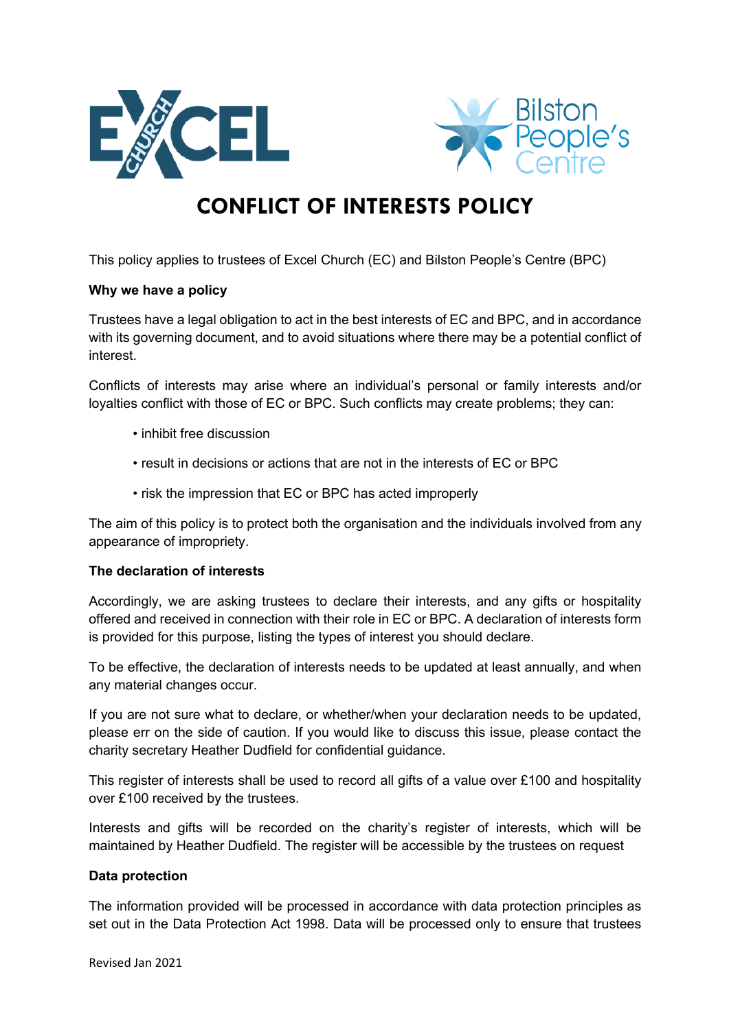# CONFLICT OF INTERESTS POLICY

This policy applies to trustees of Excel Church (EC) and Bilston People's Centre (BPC)

**Why we have a policy**

Trustees have a legal obligation to act in the best interests of EC and BPC, and in accordance with its governing document, and to avoid situations where there may be a potential conflict of interest.

Conflicts of interests may arise where an individual's personal or family interests and/or loyalties conflict with those of EC or BPC. Such conflicts may create problems; they can:

- inhibit free discussion
- result in decisions or actions that are not in the interests of EC or BPC
- risk the impression that EC or BPC has acted improperly

The aim of this policy is to protect both the organisation and the individuals involved from any appearance of impropriety.

**The declaration of interests**

Accordingly, we are asking trustees to declare their interests, and any gifts or hospitality offered and received in connection with their role in EC or BPC. A declaration of interests form is provided for this purpose, listing the types of interest you should declare.

To be effective, the declaration of interests needs to be updated at least annually, and when any material changes occur.

If you are not sure what to declare, or whether/when your declaration needs to be updated, please err on the side of caution. If you would like to discuss this issue, please contact the charity secretary Heather Dudfield for confidential guidance.

This register of interests shall be used to record all gifts of a value over £100 and hospitality over £100 received by the trustees.

Interests and gifts will be recorded on the charity's register of interests, which will be maintained by Heather Dudfield. The register will be accessible by the trustees on request

**Data protection**

The information provided will be processed in accordance with data protection principles as set out in the Data Protection Act 1998. Data will be processed only to ensure that trustees

Revised Jan 2021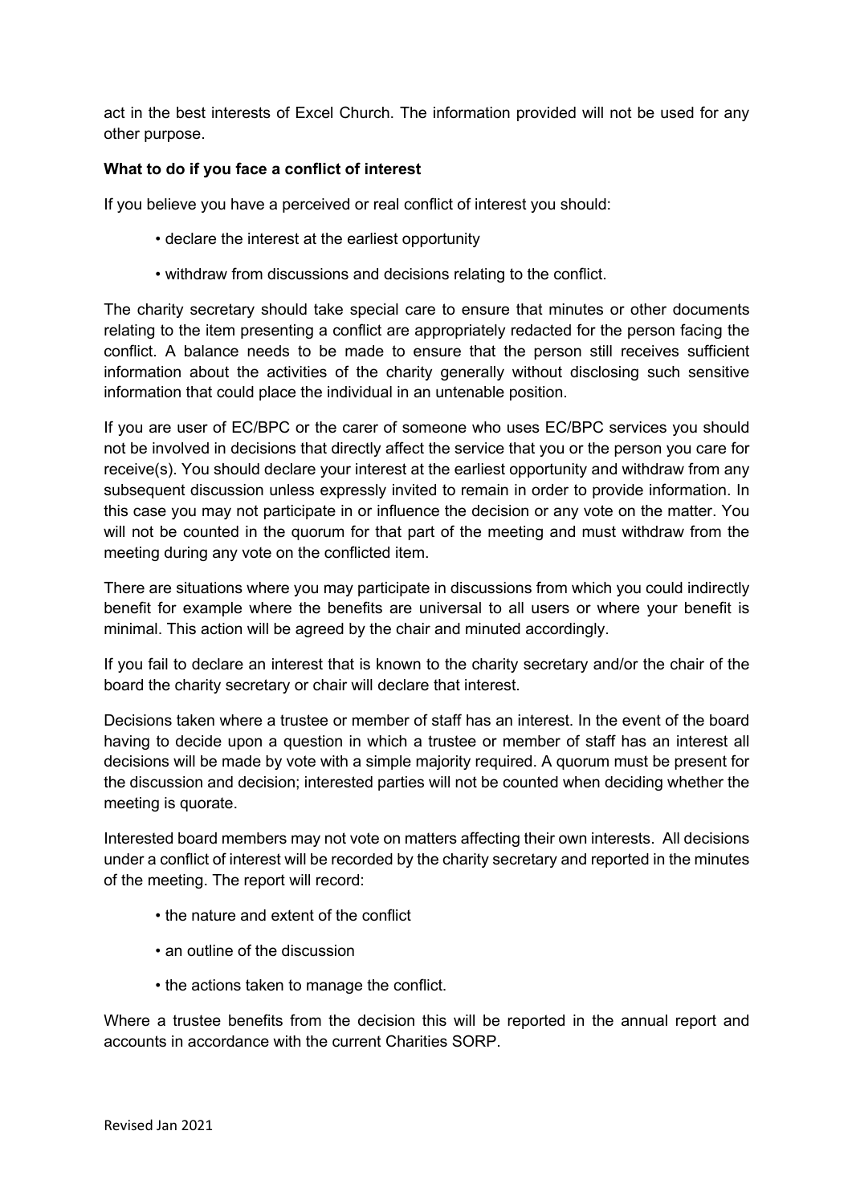act in the best interests of Excel Church. The information provided will not be used for any other purpose.

**What to do if you face a conflict of interest**

If you believe you have a perceived or real conflict of interest you should:

- declare the interest at the earliest opportunity
- withdraw from discussions and decisions relating to the conflict.

The charity secretary should take special care to ensure that minutes or other documents relating to the item presenting a conflict are appropriately redacted for the person facing the conflict. A balance needs to be made to ensure that the person still receives sufficient information about the activities of the charity generally without disclosing such sensitive information that could place the individual in an untenable position.

If you are user of EC/BPC or the carer of someone who uses EC/BPC services you should not be involved in decisions that directly affect the service that you or the person you care for receive(s). You should declare your interest at the earliest opportunity and withdraw from any subsequent discussion unless expressly invited to remain in order to provide information. In this case you may not participate in or influence the decision or any vote on the matter. You will not be counted in the quorum for that part of the meeting and must withdraw from the meeting during any vote on the conflicted item.

There are situations where you may participate in discussions from which you could indirectly benefit for example where the benefits are universal to all users or where your benefit is minimal. This action will be agreed by the chair and minuted accordingly.

If you fail to declare an interest that is known to the charity secretary and/or the chair of the board the charity secretary or chair will declare that interest.

Decisions taken where a trustee or member of staff has an interest. In the event of the board having to decide upon a question in which a trustee or member of staff has an interest all decisions will be made by vote with a simple majority required. A quorum must be present for the discussion and decision; interested parties will not be counted when deciding whether the meeting is quorate.

Interested board members may not vote on matters affecting their own interests. All decisions under a conflict of interest will be recorded by the charity secretary and reported in the minutes of the meeting. The report will record:

- the nature and extent of the conflict
- an outline of the discussion
- the actions taken to manage the conflict.

Where a trustee benefits from the decision this will be reported in the annual report and accounts in accordance with the current Charities SORP.

Revised Jan 2021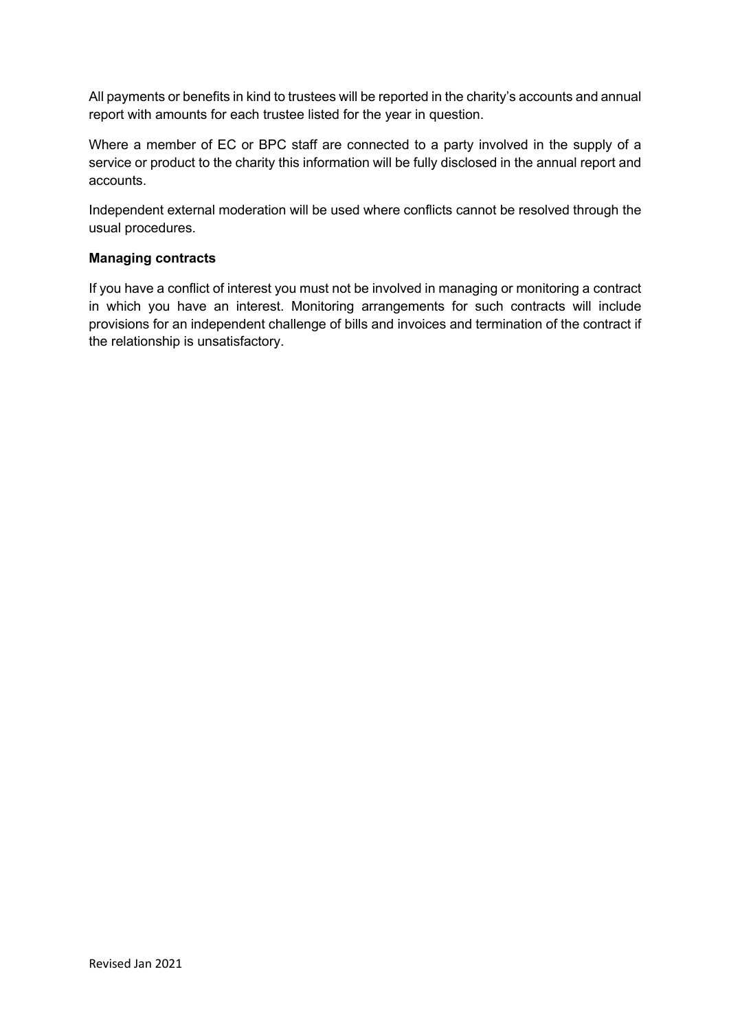All payments or benefits in kind to trustees will be reported in the charity's accounts and annual report with amounts for each trustee listed for the year in question.

Where a member of EC or BPC staff are connected to a party involved in the supply of a service or product to the charity this information will be fully disclosed in the annual report and accounts.

Independent external moderation will be used where conflicts cannot be resolved through the usual procedures.

**Managing contracts**

If you have a conflict of interest you must not be involved in managing or monitoring a contract in which you have an interest. Monitoring arrangements for such contracts will include provisions for an independent challenge of bills and invoices and termination of the contract if the relationship is unsatisfactory.

Revised Jan 2021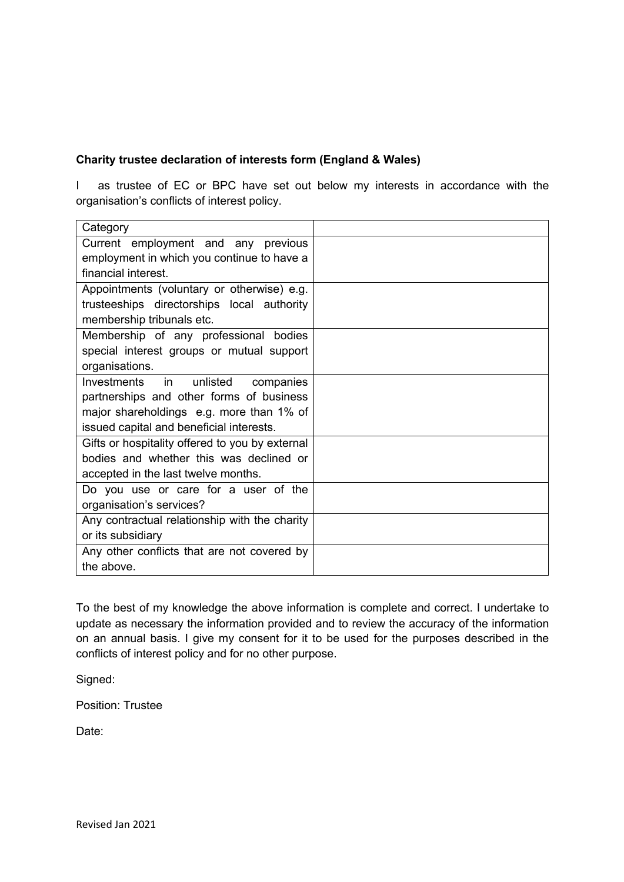**Charity trustee declaration of interests form (England & Wales)**

I as trustee of EC or BPC have set out below my interests in accordance with the organisation's conflicts of interest policy.

| Category | |
|---|---|
| Current employment and any previous employment in which you continue to have a financial interest. | |
| Appointments (voluntary or otherwise) e.g. trusteeships directorships local authority membership tribunals etc. | |
| Membership of any professional bodies special interest groups or mutual support organisations. | |
| Investments in unlisted companies partnerships and other forms of business major shareholdings e.g. more than 1% of issued capital and beneficial interests. | |
| Gifts or hospitality offered to you by external bodies and whether this was declined or accepted in the last twelve months. | |
| Do you use or care for a user of the organisation's services? | |
| Any contractual relationship with the charity or its subsidiary | |
| Any other conflicts that are not covered by the above. | |

To the best of my knowledge the above information is complete and correct. I undertake to update as necessary the information provided and to review the accuracy of the information on an annual basis. I give my consent for it to be used for the purposes described in the conflicts of interest policy and for no other purpose.

Signed:

Position: Trustee

Date:

Revised Jan 2021